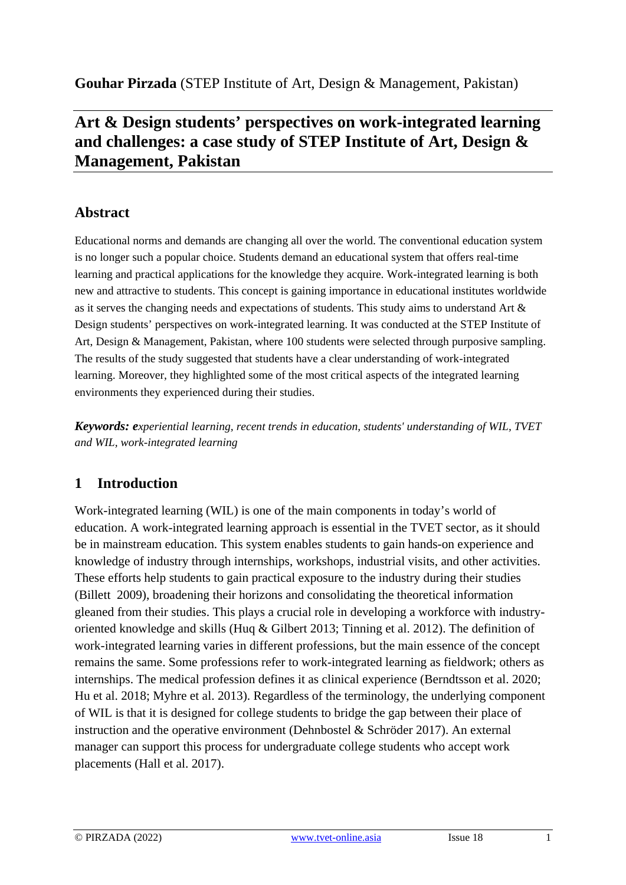**Gouhar Pirzada** (STEP Institute of Art, Design & Management, Pakistan)

# Art & Design students' perspectives on work-integrated learning and challenges: a case study of STEP Institute of Art, Design & Management, Pakistan

## Abstract

Educational norms and demands are changing all over the world. The conventional education system is no longer such a popular choice. Students demand an educational system that offers real-time learning and practical applications for the knowledge they acquire. Work-integrated learning is both new and attractive to students. This concept is gaining importance in educational institutes worldwide as it serves the changing needs and expectations of students. This study aims to understand Art & Design students' perspectives on work-integrated learning. It was conducted at the STEP Institute of Art, Design & Management, Pakistan, where 100 students were selected through purposive sampling. The results of the study suggested that students have a clear understanding of work-integrated learning. Moreover, they highlighted some of the most critical aspects of the integrated learning environments they experienced during their studies.

***Keywords: e****xperiential learning, recent trends in education, students' understanding of WIL, TVET and WIL, work-integrated learning*

## 1 Introduction

Work-integrated learning (WIL) is one of the main components in today's world of education. A work-integrated learning approach is essential in the TVET sector, as it should be in mainstream education. This system enables students to gain hands-on experience and knowledge of industry through internships, workshops, industrial visits, and other activities. These efforts help students to gain practical exposure to the industry during their studies (Billett 2009), broadening their horizons and consolidating the theoretical information gleaned from their studies. This plays a crucial role in developing a workforce with industry-oriented knowledge and skills (Huq & Gilbert 2013; Tinning et al. 2012). The definition of work-integrated learning varies in different professions, but the main essence of the concept remains the same. Some professions refer to work-integrated learning as fieldwork; others as internships. The medical profession defines it as clinical experience (Berndtsson et al. 2020; Hu et al. 2018; Myhre et al. 2013). Regardless of the terminology, the underlying component of WIL is that it is designed for college students to bridge the gap between their place of instruction and the operative environment (Dehnbostel & Schröder 2017). An external manager can support this process for undergraduate college students who accept work placements (Hall et al. 2017).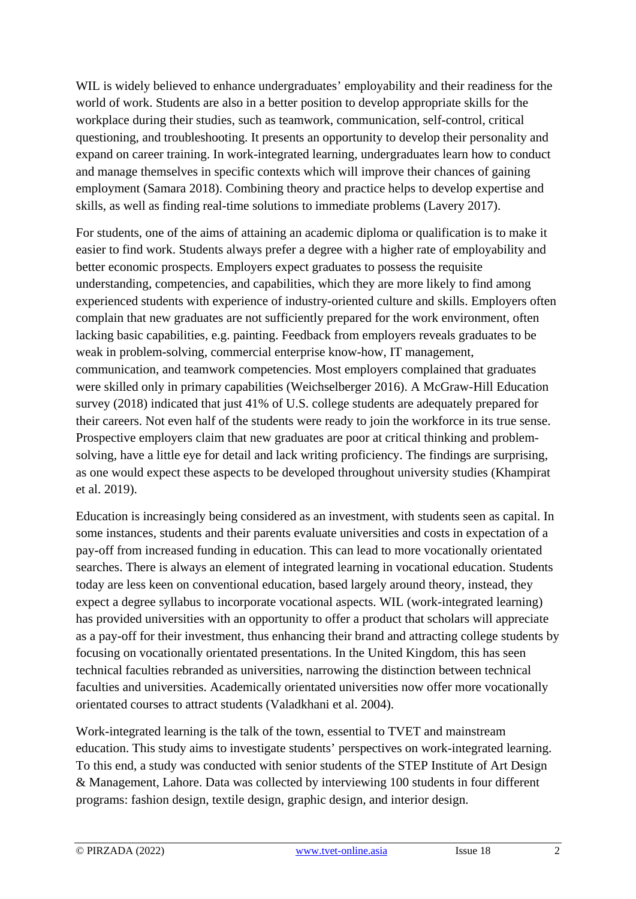WIL is widely believed to enhance undergraduates' employability and their readiness for the world of work. Students are also in a better position to develop appropriate skills for the workplace during their studies, such as teamwork, communication, self-control, critical questioning, and troubleshooting. It presents an opportunity to develop their personality and expand on career training. In work-integrated learning, undergraduates learn how to conduct and manage themselves in specific contexts which will improve their chances of gaining employment (Samara 2018). Combining theory and practice helps to develop expertise and skills, as well as finding real-time solutions to immediate problems (Lavery 2017).

For students, one of the aims of attaining an academic diploma or qualification is to make it easier to find work. Students always prefer a degree with a higher rate of employability and better economic prospects. Employers expect graduates to possess the requisite understanding, competencies, and capabilities, which they are more likely to find among experienced students with experience of industry-oriented culture and skills. Employers often complain that new graduates are not sufficiently prepared for the work environment, often lacking basic capabilities, e.g. painting. Feedback from employers reveals graduates to be weak in problem-solving, commercial enterprise know-how, IT management, communication, and teamwork competencies. Most employers complained that graduates were skilled only in primary capabilities (Weichselberger 2016). A McGraw-Hill Education survey (2018) indicated that just 41% of U.S. college students are adequately prepared for their careers. Not even half of the students were ready to join the workforce in its true sense. Prospective employers claim that new graduates are poor at critical thinking and problem-solving, have a little eye for detail and lack writing proficiency. The findings are surprising, as one would expect these aspects to be developed throughout university studies (Khampirat et al. 2019).

Education is increasingly being considered as an investment, with students seen as capital. In some instances, students and their parents evaluate universities and costs in expectation of a pay-off from increased funding in education. This can lead to more vocationally orientated searches. There is always an element of integrated learning in vocational education. Students today are less keen on conventional education, based largely around theory, instead, they expect a degree syllabus to incorporate vocational aspects. WIL (work-integrated learning) has provided universities with an opportunity to offer a product that scholars will appreciate as a pay-off for their investment, thus enhancing their brand and attracting college students by focusing on vocationally orientated presentations. In the United Kingdom, this has seen technical faculties rebranded as universities, narrowing the distinction between technical faculties and universities. Academically orientated universities now offer more vocationally orientated courses to attract students (Valadkhani et al. 2004).

Work-integrated learning is the talk of the town, essential to TVET and mainstream education. This study aims to investigate students' perspectives on work-integrated learning. To this end, a study was conducted with senior students of the STEP Institute of Art Design & Management, Lahore. Data was collected by interviewing 100 students in four different programs: fashion design, textile design, graphic design, and interior design.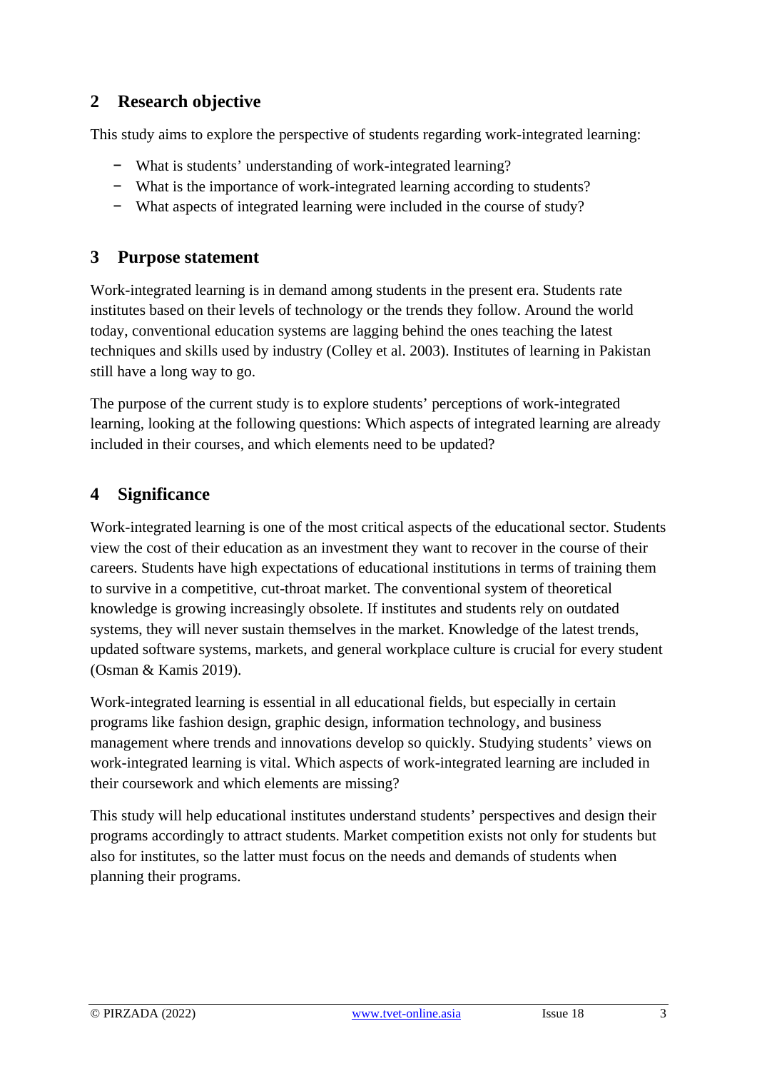## 2 Research objective

This study aims to explore the perspective of students regarding work-integrated learning:

- What is students' understanding of work-integrated learning?
- What is the importance of work-integrated learning according to students?
- What aspects of integrated learning were included in the course of study?

## 3 Purpose statement

Work-integrated learning is in demand among students in the present era. Students rate institutes based on their levels of technology or the trends they follow. Around the world today, conventional education systems are lagging behind the ones teaching the latest techniques and skills used by industry (Colley et al. 2003). Institutes of learning in Pakistan still have a long way to go.

The purpose of the current study is to explore students' perceptions of work-integrated learning, looking at the following questions: Which aspects of integrated learning are already included in their courses, and which elements need to be updated?

## 4 Significance

Work-integrated learning is one of the most critical aspects of the educational sector. Students view the cost of their education as an investment they want to recover in the course of their careers. Students have high expectations of educational institutions in terms of training them to survive in a competitive, cut-throat market. The conventional system of theoretical knowledge is growing increasingly obsolete. If institutes and students rely on outdated systems, they will never sustain themselves in the market. Knowledge of the latest trends, updated software systems, markets, and general workplace culture is crucial for every student (Osman & Kamis 2019).

Work-integrated learning is essential in all educational fields, but especially in certain programs like fashion design, graphic design, information technology, and business management where trends and innovations develop so quickly. Studying students' views on work-integrated learning is vital. Which aspects of work-integrated learning are included in their coursework and which elements are missing?

This study will help educational institutes understand students' perspectives and design their programs accordingly to attract students. Market competition exists not only for students but also for institutes, so the latter must focus on the needs and demands of students when planning their programs.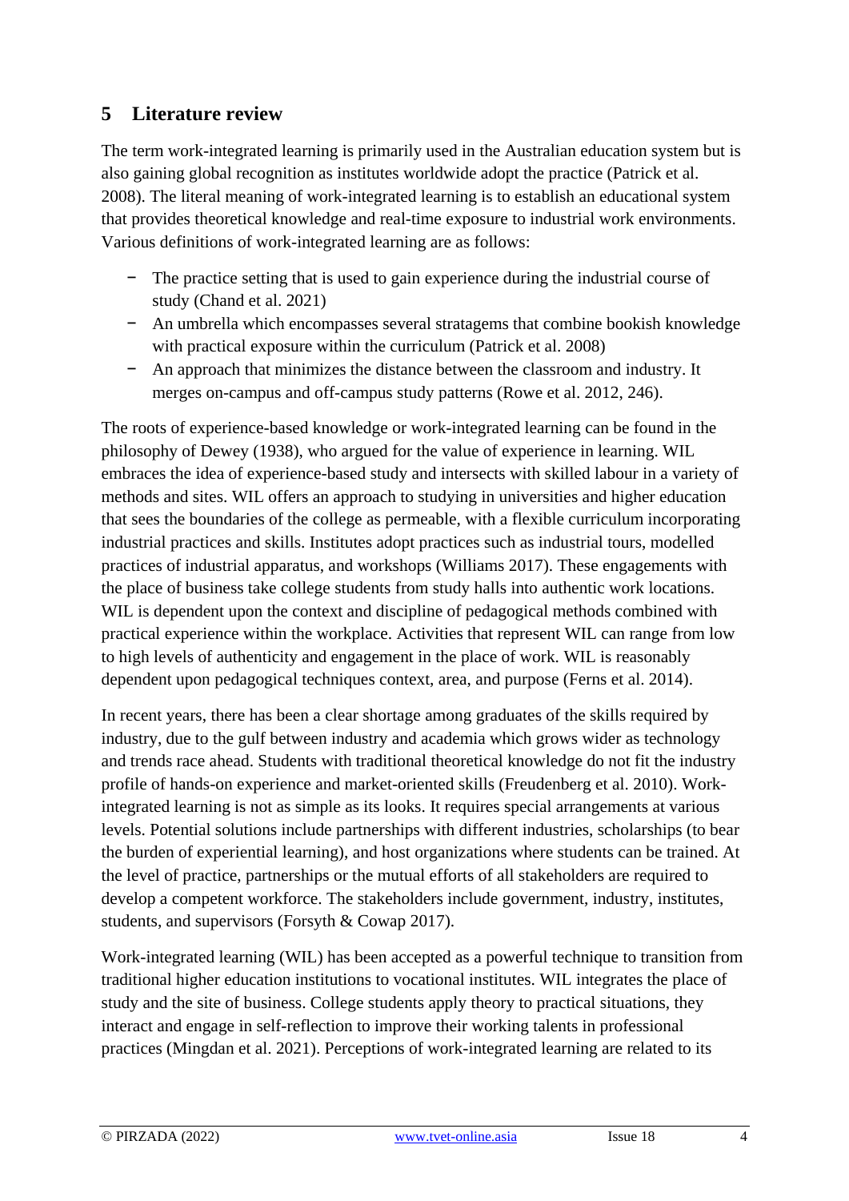## 5 Literature review

The term work-integrated learning is primarily used in the Australian education system but is also gaining global recognition as institutes worldwide adopt the practice (Patrick et al. 2008). The literal meaning of work-integrated learning is to establish an educational system that provides theoretical knowledge and real-time exposure to industrial work environments. Various definitions of work-integrated learning are as follows:

- The practice setting that is used to gain experience during the industrial course of study (Chand et al. 2021)
- An umbrella which encompasses several stratagems that combine bookish knowledge with practical exposure within the curriculum (Patrick et al. 2008)
- An approach that minimizes the distance between the classroom and industry. It merges on-campus and off-campus study patterns (Rowe et al. 2012, 246).

The roots of experience-based knowledge or work-integrated learning can be found in the philosophy of Dewey (1938), who argued for the value of experience in learning. WIL embraces the idea of experience-based study and intersects with skilled labour in a variety of methods and sites. WIL offers an approach to studying in universities and higher education that sees the boundaries of the college as permeable, with a flexible curriculum incorporating industrial practices and skills. Institutes adopt practices such as industrial tours, modelled practices of industrial apparatus, and workshops (Williams 2017). These engagements with the place of business take college students from study halls into authentic work locations. WIL is dependent upon the context and discipline of pedagogical methods combined with practical experience within the workplace. Activities that represent WIL can range from low to high levels of authenticity and engagement in the place of work. WIL is reasonably dependent upon pedagogical techniques context, area, and purpose (Ferns et al. 2014).

In recent years, there has been a clear shortage among graduates of the skills required by industry, due to the gulf between industry and academia which grows wider as technology and trends race ahead. Students with traditional theoretical knowledge do not fit the industry profile of hands-on experience and market-oriented skills (Freudenberg et al. 2010). Work-integrated learning is not as simple as its looks. It requires special arrangements at various levels. Potential solutions include partnerships with different industries, scholarships (to bear the burden of experiential learning), and host organizations where students can be trained. At the level of practice, partnerships or the mutual efforts of all stakeholders are required to develop a competent workforce. The stakeholders include government, industry, institutes, students, and supervisors (Forsyth & Cowap 2017).

Work-integrated learning (WIL) has been accepted as a powerful technique to transition from traditional higher education institutions to vocational institutes. WIL integrates the place of study and the site of business. College students apply theory to practical situations, they interact and engage in self-reflection to improve their working talents in professional practices (Mingdan et al. 2021). Perceptions of work-integrated learning are related to its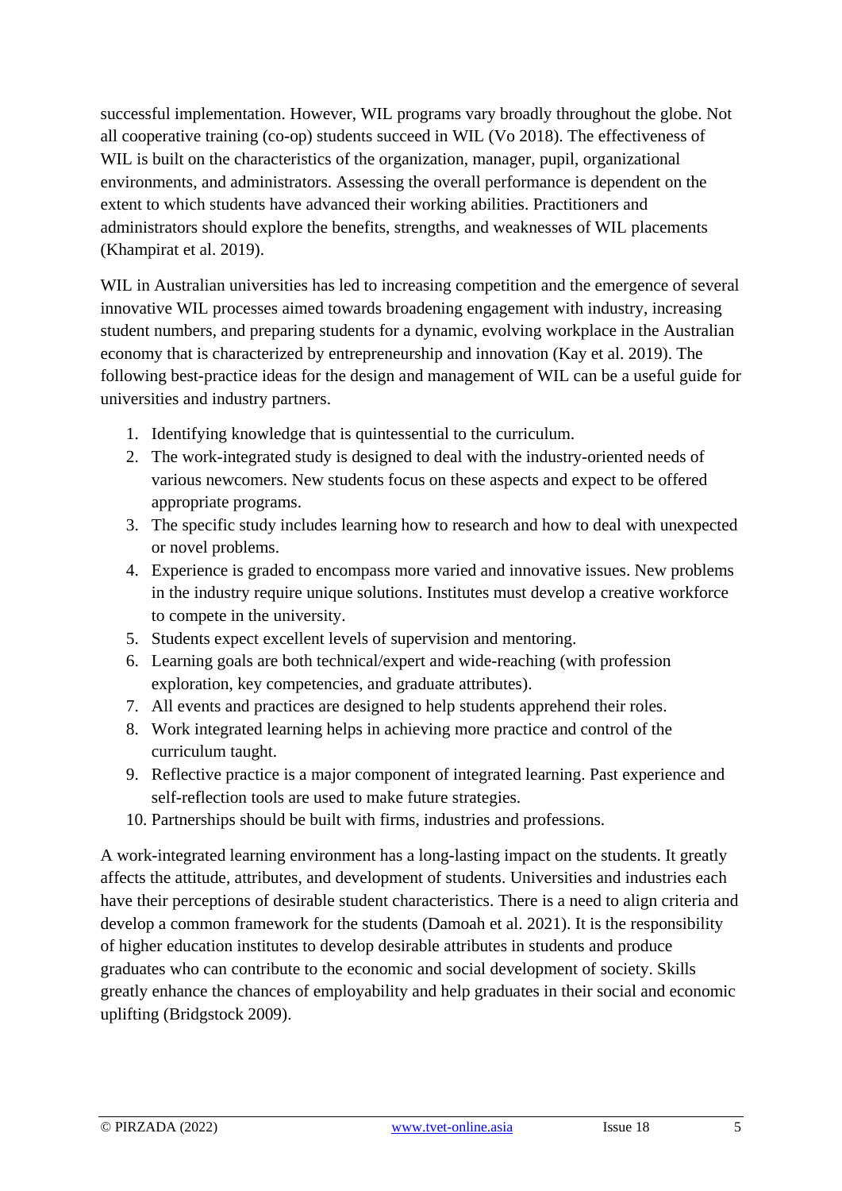successful implementation. However, WIL programs vary broadly throughout the globe. Not all cooperative training (co-op) students succeed in WIL (Vo 2018). The effectiveness of WIL is built on the characteristics of the organization, manager, pupil, organizational environments, and administrators. Assessing the overall performance is dependent on the extent to which students have advanced their working abilities. Practitioners and administrators should explore the benefits, strengths, and weaknesses of WIL placements (Khampirat et al. 2019).

WIL in Australian universities has led to increasing competition and the emergence of several innovative WIL processes aimed towards broadening engagement with industry, increasing student numbers, and preparing students for a dynamic, evolving workplace in the Australian economy that is characterized by entrepreneurship and innovation (Kay et al. 2019). The following best-practice ideas for the design and management of WIL can be a useful guide for universities and industry partners.

1. Identifying knowledge that is quintessential to the curriculum.
2. The work-integrated study is designed to deal with the industry-oriented needs of various newcomers. New students focus on these aspects and expect to be offered appropriate programs.
3. The specific study includes learning how to research and how to deal with unexpected or novel problems.
4. Experience is graded to encompass more varied and innovative issues. New problems in the industry require unique solutions. Institutes must develop a creative workforce to compete in the university.
5. Students expect excellent levels of supervision and mentoring.
6. Learning goals are both technical/expert and wide-reaching (with profession exploration, key competencies, and graduate attributes).
7. All events and practices are designed to help students apprehend their roles.
8. Work integrated learning helps in achieving more practice and control of the curriculum taught.
9. Reflective practice is a major component of integrated learning. Past experience and self-reflection tools are used to make future strategies.
10. Partnerships should be built with firms, industries and professions.

A work-integrated learning environment has a long-lasting impact on the students. It greatly affects the attitude, attributes, and development of students. Universities and industries each have their perceptions of desirable student characteristics. There is a need to align criteria and develop a common framework for the students (Damoah et al. 2021). It is the responsibility of higher education institutes to develop desirable attributes in students and produce graduates who can contribute to the economic and social development of society. Skills greatly enhance the chances of employability and help graduates in their social and economic uplifting (Bridgstock 2009).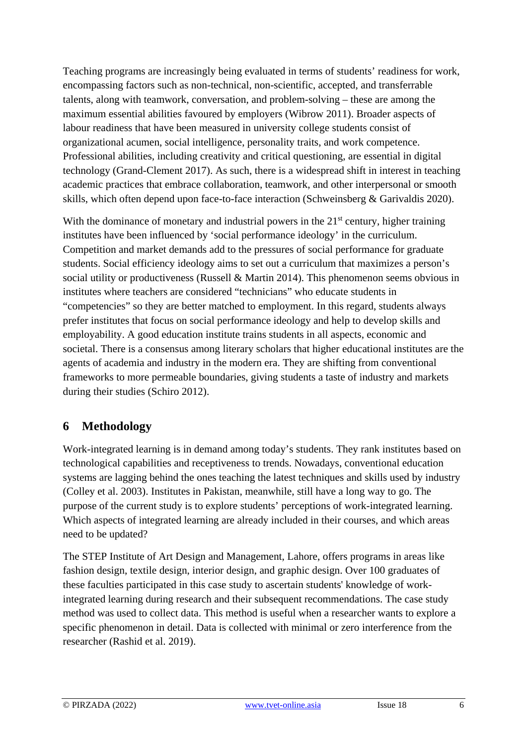Teaching programs are increasingly being evaluated in terms of students' readiness for work, encompassing factors such as non-technical, non-scientific, accepted, and transferrable talents, along with teamwork, conversation, and problem-solving – these are among the maximum essential abilities favoured by employers (Wibrow 2011). Broader aspects of labour readiness that have been measured in university college students consist of organizational acumen, social intelligence, personality traits, and work competence. Professional abilities, including creativity and critical questioning, are essential in digital technology (Grand-Clement 2017). As such, there is a widespread shift in interest in teaching academic practices that embrace collaboration, teamwork, and other interpersonal or smooth skills, which often depend upon face-to-face interaction (Schweinsberg & Garivaldis 2020).

With the dominance of monetary and industrial powers in the 21st century, higher training institutes have been influenced by 'social performance ideology' in the curriculum. Competition and market demands add to the pressures of social performance for graduate students. Social efficiency ideology aims to set out a curriculum that maximizes a person's social utility or productiveness (Russell & Martin 2014). This phenomenon seems obvious in institutes where teachers are considered "technicians" who educate students in "competencies" so they are better matched to employment. In this regard, students always prefer institutes that focus on social performance ideology and help to develop skills and employability. A good education institute trains students in all aspects, economic and societal. There is a consensus among literary scholars that higher educational institutes are the agents of academia and industry in the modern era. They are shifting from conventional frameworks to more permeable boundaries, giving students a taste of industry and markets during their studies (Schiro 2012).

## 6 Methodology

Work-integrated learning is in demand among today's students. They rank institutes based on technological capabilities and receptiveness to trends. Nowadays, conventional education systems are lagging behind the ones teaching the latest techniques and skills used by industry (Colley et al. 2003). Institutes in Pakistan, meanwhile, still have a long way to go. The purpose of the current study is to explore students' perceptions of work-integrated learning. Which aspects of integrated learning are already included in their courses, and which areas need to be updated?

The STEP Institute of Art Design and Management, Lahore, offers programs in areas like fashion design, textile design, interior design, and graphic design. Over 100 graduates of these faculties participated in this case study to ascertain students' knowledge of work-integrated learning during research and their subsequent recommendations. The case study method was used to collect data. This method is useful when a researcher wants to explore a specific phenomenon in detail. Data is collected with minimal or zero interference from the researcher (Rashid et al. 2019).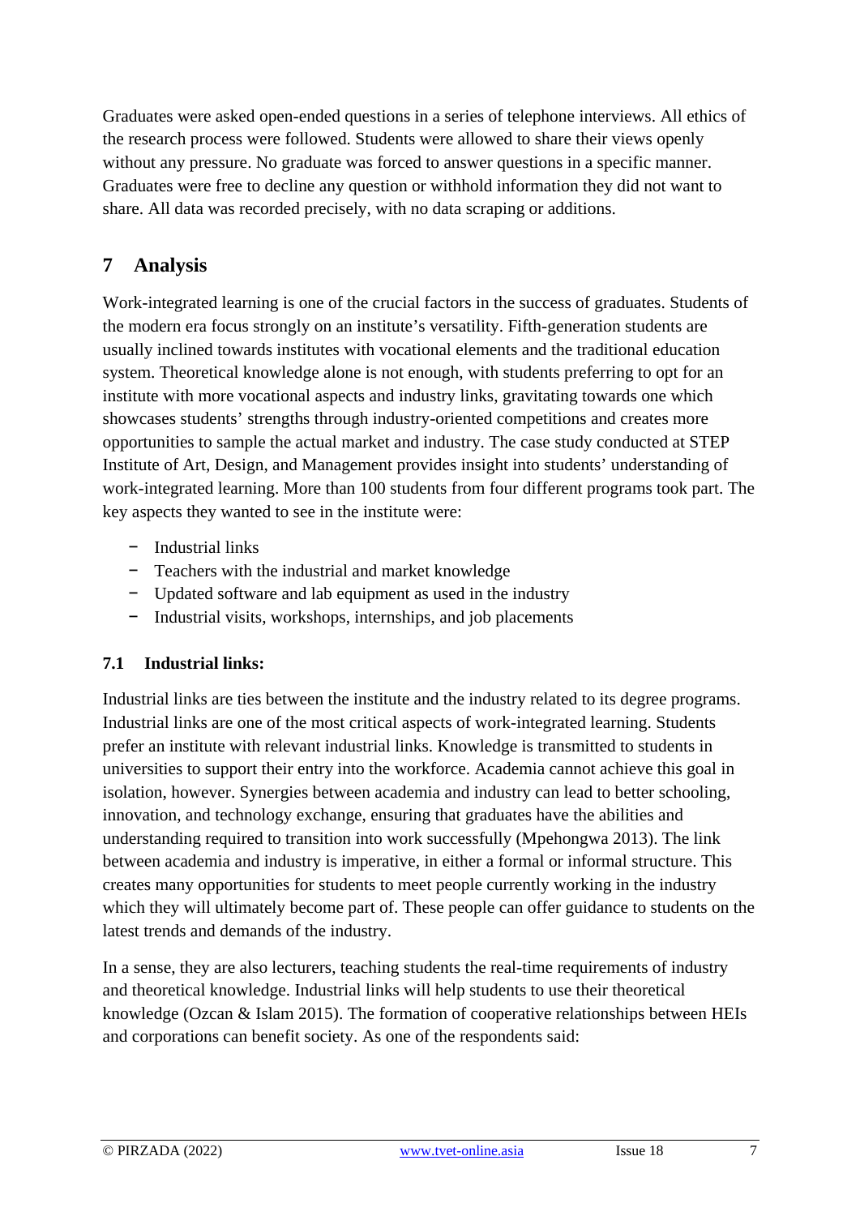Graduates were asked open-ended questions in a series of telephone interviews. All ethics of the research process were followed. Students were allowed to share their views openly without any pressure. No graduate was forced to answer questions in a specific manner. Graduates were free to decline any question or withhold information they did not want to share. All data was recorded precisely, with no data scraping or additions.

## 7 Analysis

Work-integrated learning is one of the crucial factors in the success of graduates. Students of the modern era focus strongly on an institute's versatility. Fifth-generation students are usually inclined towards institutes with vocational elements and the traditional education system. Theoretical knowledge alone is not enough, with students preferring to opt for an institute with more vocational aspects and industry links, gravitating towards one which showcases students' strengths through industry-oriented competitions and creates more opportunities to sample the actual market and industry. The case study conducted at STEP Institute of Art, Design, and Management provides insight into students' understanding of work-integrated learning. More than 100 students from four different programs took part. The key aspects they wanted to see in the institute were:

- Industrial links
- Teachers with the industrial and market knowledge
- Updated software and lab equipment as used in the industry
- Industrial visits, workshops, internships, and job placements

### 7.1 Industrial links:

Industrial links are ties between the institute and the industry related to its degree programs. Industrial links are one of the most critical aspects of work-integrated learning. Students prefer an institute with relevant industrial links. Knowledge is transmitted to students in universities to support their entry into the workforce. Academia cannot achieve this goal in isolation, however. Synergies between academia and industry can lead to better schooling, innovation, and technology exchange, ensuring that graduates have the abilities and understanding required to transition into work successfully (Mpehongwa 2013). The link between academia and industry is imperative, in either a formal or informal structure. This creates many opportunities for students to meet people currently working in the industry which they will ultimately become part of. These people can offer guidance to students on the latest trends and demands of the industry.

In a sense, they are also lecturers, teaching students the real-time requirements of industry and theoretical knowledge. Industrial links will help students to use their theoretical knowledge (Ozcan & Islam 2015). The formation of cooperative relationships between HEIs and corporations can benefit society. As one of the respondents said: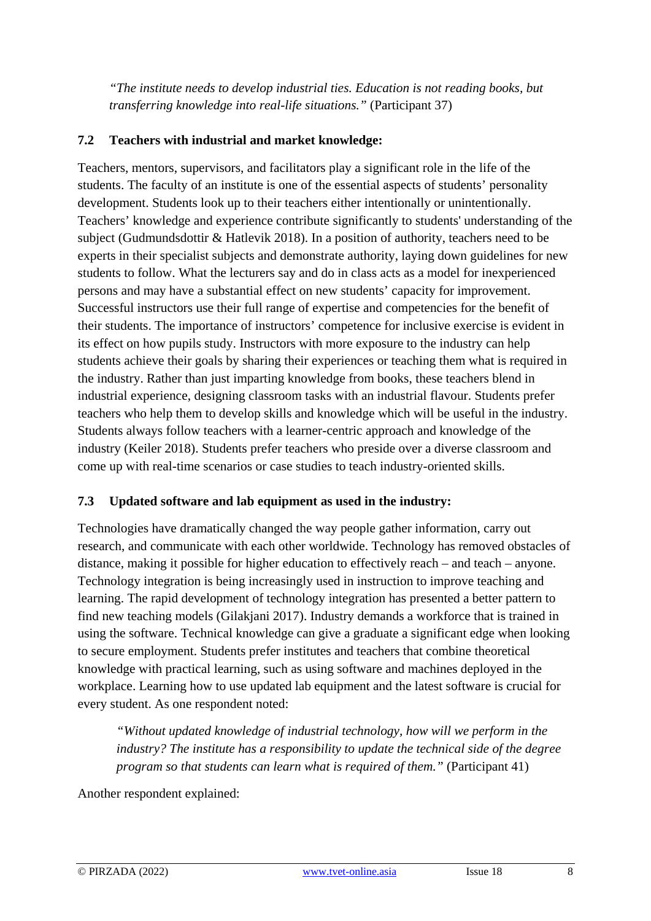> *"The institute needs to develop industrial ties. Education is not reading books, but transferring knowledge into real-life situations."* (Participant 37)

### 7.2 Teachers with industrial and market knowledge:

Teachers, mentors, supervisors, and facilitators play a significant role in the life of the students. The faculty of an institute is one of the essential aspects of students' personality development. Students look up to their teachers either intentionally or unintentionally. Teachers' knowledge and experience contribute significantly to students' understanding of the subject (Gudmundsdottir & Hatlevik 2018). In a position of authority, teachers need to be experts in their specialist subjects and demonstrate authority, laying down guidelines for new students to follow. What the lecturers say and do in class acts as a model for inexperienced persons and may have a substantial effect on new students' capacity for improvement. Successful instructors use their full range of expertise and competencies for the benefit of their students. The importance of instructors' competence for inclusive exercise is evident in its effect on how pupils study. Instructors with more exposure to the industry can help students achieve their goals by sharing their experiences or teaching them what is required in the industry. Rather than just imparting knowledge from books, these teachers blend in industrial experience, designing classroom tasks with an industrial flavour. Students prefer teachers who help them to develop skills and knowledge which will be useful in the industry. Students always follow teachers with a learner-centric approach and knowledge of the industry (Keiler 2018). Students prefer teachers who preside over a diverse classroom and come up with real-time scenarios or case studies to teach industry-oriented skills.

### 7.3 Updated software and lab equipment as used in the industry:

Technologies have dramatically changed the way people gather information, carry out research, and communicate with each other worldwide. Technology has removed obstacles of distance, making it possible for higher education to effectively reach – and teach – anyone. Technology integration is being increasingly used in instruction to improve teaching and learning. The rapid development of technology integration has presented a better pattern to find new teaching models (Gilakjani 2017). Industry demands a workforce that is trained in using the software. Technical knowledge can give a graduate a significant edge when looking to secure employment. Students prefer institutes and teachers that combine theoretical knowledge with practical learning, such as using software and machines deployed in the workplace. Learning how to use updated lab equipment and the latest software is crucial for every student. As one respondent noted:

> *"Without updated knowledge of industrial technology, how will we perform in the industry? The institute has a responsibility to update the technical side of the degree program so that students can learn what is required of them."* (Participant 41)

Another respondent explained: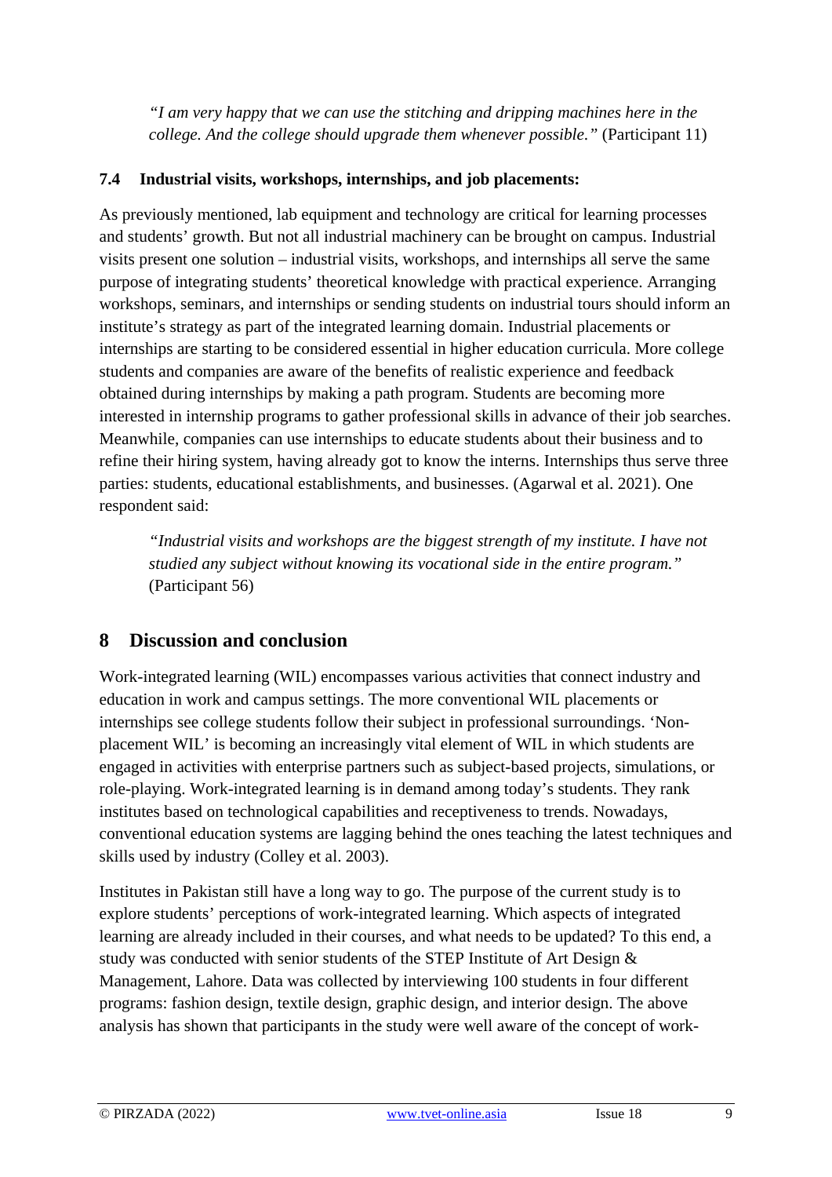> *"I am very happy that we can use the stitching and dripping machines here in the college. And the college should upgrade them whenever possible."* (Participant 11)

### 7.4 Industrial visits, workshops, internships, and job placements:

As previously mentioned, lab equipment and technology are critical for learning processes and students' growth. But not all industrial machinery can be brought on campus. Industrial visits present one solution – industrial visits, workshops, and internships all serve the same purpose of integrating students' theoretical knowledge with practical experience. Arranging workshops, seminars, and internships or sending students on industrial tours should inform an institute's strategy as part of the integrated learning domain. Industrial placements or internships are starting to be considered essential in higher education curricula. More college students and companies are aware of the benefits of realistic experience and feedback obtained during internships by making a path program. Students are becoming more interested in internship programs to gather professional skills in advance of their job searches. Meanwhile, companies can use internships to educate students about their business and to refine their hiring system, having already got to know the interns. Internships thus serve three parties: students, educational establishments, and businesses. (Agarwal et al. 2021). One respondent said:

> *"Industrial visits and workshops are the biggest strength of my institute. I have not studied any subject without knowing its vocational side in the entire program."* (Participant 56)

## 8 Discussion and conclusion

Work-integrated learning (WIL) encompasses various activities that connect industry and education in work and campus settings. The more conventional WIL placements or internships see college students follow their subject in professional surroundings. 'Non-placement WIL' is becoming an increasingly vital element of WIL in which students are engaged in activities with enterprise partners such as subject-based projects, simulations, or role-playing. Work-integrated learning is in demand among today's students. They rank institutes based on technological capabilities and receptiveness to trends. Nowadays, conventional education systems are lagging behind the ones teaching the latest techniques and skills used by industry (Colley et al. 2003).

Institutes in Pakistan still have a long way to go. The purpose of the current study is to explore students' perceptions of work-integrated learning. Which aspects of integrated learning are already included in their courses, and what needs to be updated? To this end, a study was conducted with senior students of the STEP Institute of Art Design & Management, Lahore. Data was collected by interviewing 100 students in four different programs: fashion design, textile design, graphic design, and interior design. The above analysis has shown that participants in the study were well aware of the concept of work-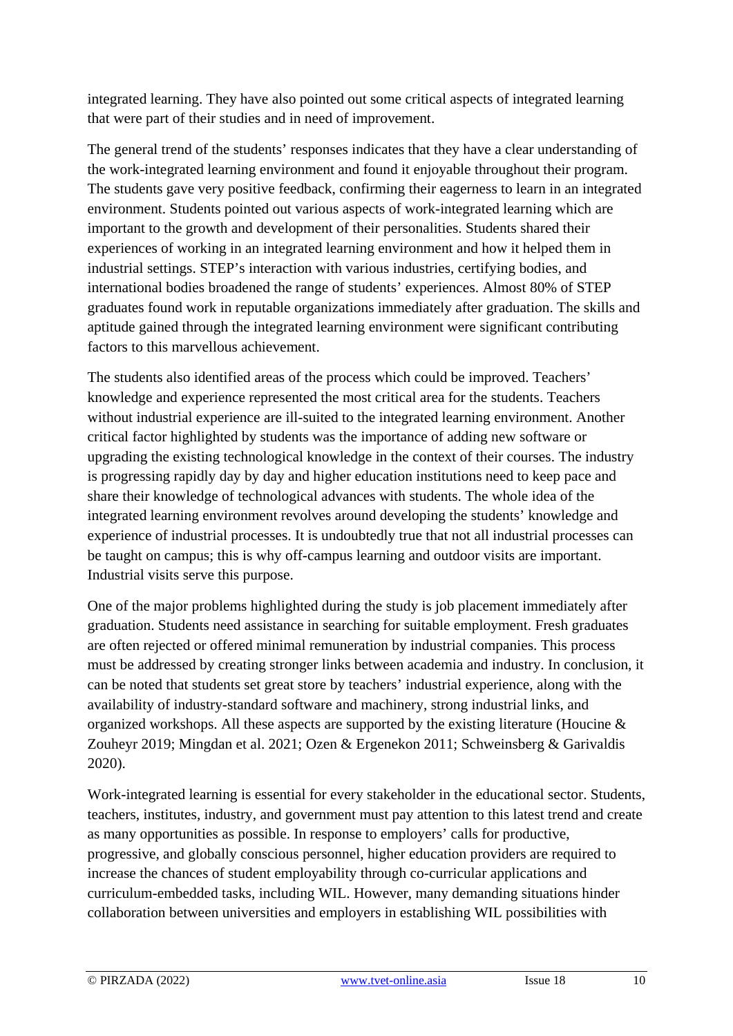integrated learning. They have also pointed out some critical aspects of integrated learning that were part of their studies and in need of improvement.

The general trend of the students' responses indicates that they have a clear understanding of the work-integrated learning environment and found it enjoyable throughout their program. The students gave very positive feedback, confirming their eagerness to learn in an integrated environment. Students pointed out various aspects of work-integrated learning which are important to the growth and development of their personalities. Students shared their experiences of working in an integrated learning environment and how it helped them in industrial settings. STEP's interaction with various industries, certifying bodies, and international bodies broadened the range of students' experiences. Almost 80% of STEP graduates found work in reputable organizations immediately after graduation. The skills and aptitude gained through the integrated learning environment were significant contributing factors to this marvellous achievement.

The students also identified areas of the process which could be improved. Teachers' knowledge and experience represented the most critical area for the students. Teachers without industrial experience are ill-suited to the integrated learning environment. Another critical factor highlighted by students was the importance of adding new software or upgrading the existing technological knowledge in the context of their courses. The industry is progressing rapidly day by day and higher education institutions need to keep pace and share their knowledge of technological advances with students. The whole idea of the integrated learning environment revolves around developing the students' knowledge and experience of industrial processes. It is undoubtedly true that not all industrial processes can be taught on campus; this is why off-campus learning and outdoor visits are important. Industrial visits serve this purpose.

One of the major problems highlighted during the study is job placement immediately after graduation. Students need assistance in searching for suitable employment. Fresh graduates are often rejected or offered minimal remuneration by industrial companies. This process must be addressed by creating stronger links between academia and industry. In conclusion, it can be noted that students set great store by teachers' industrial experience, along with the availability of industry-standard software and machinery, strong industrial links, and organized workshops. All these aspects are supported by the existing literature (Houcine & Zouheyr 2019; Mingdan et al. 2021; Ozen & Ergenekon 2011; Schweinsberg & Garivaldis 2020).

Work-integrated learning is essential for every stakeholder in the educational sector. Students, teachers, institutes, industry, and government must pay attention to this latest trend and create as many opportunities as possible. In response to employers' calls for productive, progressive, and globally conscious personnel, higher education providers are required to increase the chances of student employability through co-curricular applications and curriculum-embedded tasks, including WIL. However, many demanding situations hinder collaboration between universities and employers in establishing WIL possibilities with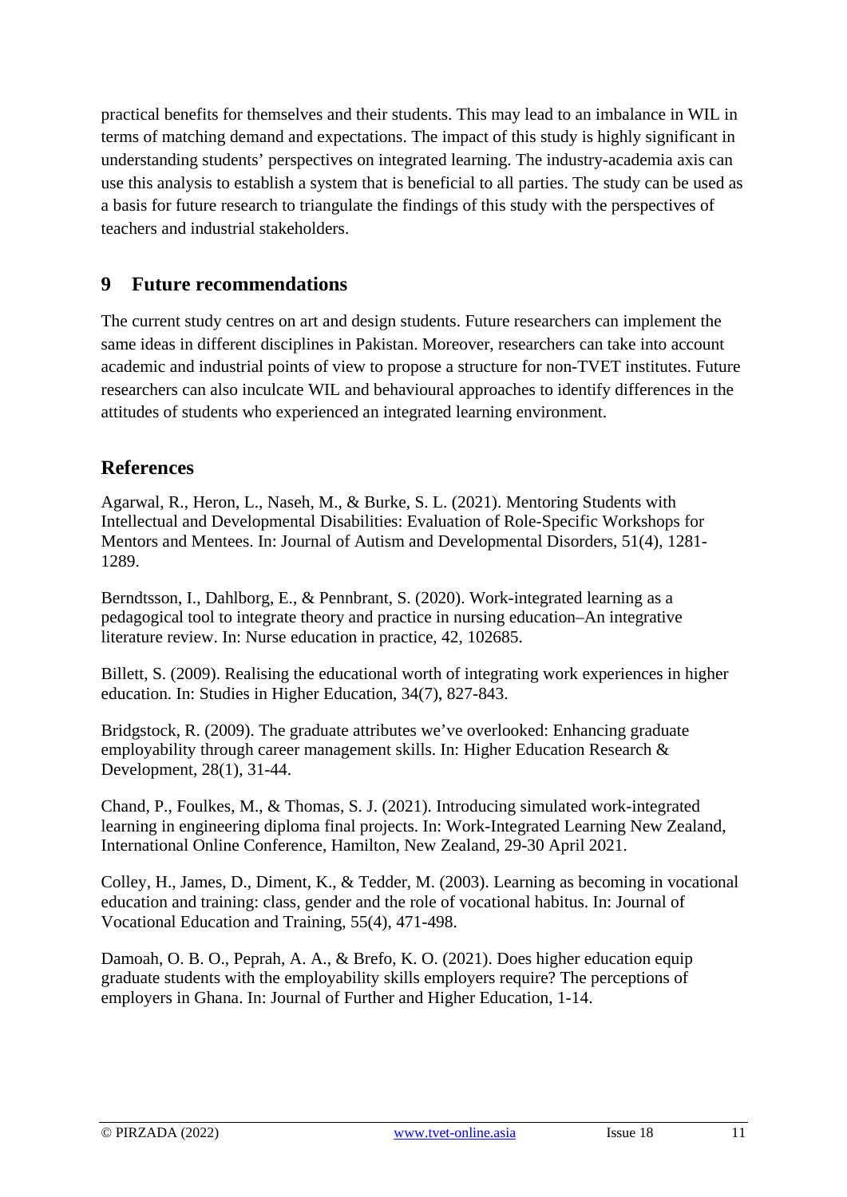practical benefits for themselves and their students. This may lead to an imbalance in WIL in terms of matching demand and expectations. The impact of this study is highly significant in understanding students' perspectives on integrated learning. The industry-academia axis can use this analysis to establish a system that is beneficial to all parties. The study can be used as a basis for future research to triangulate the findings of this study with the perspectives of teachers and industrial stakeholders.

## 9 Future recommendations

The current study centres on art and design students. Future researchers can implement the same ideas in different disciplines in Pakistan. Moreover, researchers can take into account academic and industrial points of view to propose a structure for non-TVET institutes. Future researchers can also inculcate WIL and behavioural approaches to identify differences in the attitudes of students who experienced an integrated learning environment.

## References

Agarwal, R., Heron, L., Naseh, M., & Burke, S. L. (2021). Mentoring Students with Intellectual and Developmental Disabilities: Evaluation of Role-Specific Workshops for Mentors and Mentees. In: Journal of Autism and Developmental Disorders, 51(4), 1281-1289.

Berndtsson, I., Dahlborg, E., & Pennbrant, S. (2020). Work-integrated learning as a pedagogical tool to integrate theory and practice in nursing education–An integrative literature review. In: Nurse education in practice, 42, 102685.

Billett, S. (2009). Realising the educational worth of integrating work experiences in higher education. In: Studies in Higher Education, 34(7), 827-843.

Bridgstock, R. (2009). The graduate attributes we've overlooked: Enhancing graduate employability through career management skills. In: Higher Education Research & Development, 28(1), 31-44.

Chand, P., Foulkes, M., & Thomas, S. J. (2021). Introducing simulated work-integrated learning in engineering diploma final projects. In: Work-Integrated Learning New Zealand, International Online Conference, Hamilton, New Zealand, 29-30 April 2021.

Colley, H., James, D., Diment, K., & Tedder, M. (2003). Learning as becoming in vocational education and training: class, gender and the role of vocational habitus. In: Journal of Vocational Education and Training, 55(4), 471-498.

Damoah, O. B. O., Peprah, A. A., & Brefo, K. O. (2021). Does higher education equip graduate students with the employability skills employers require? The perceptions of employers in Ghana. In: Journal of Further and Higher Education, 1-14.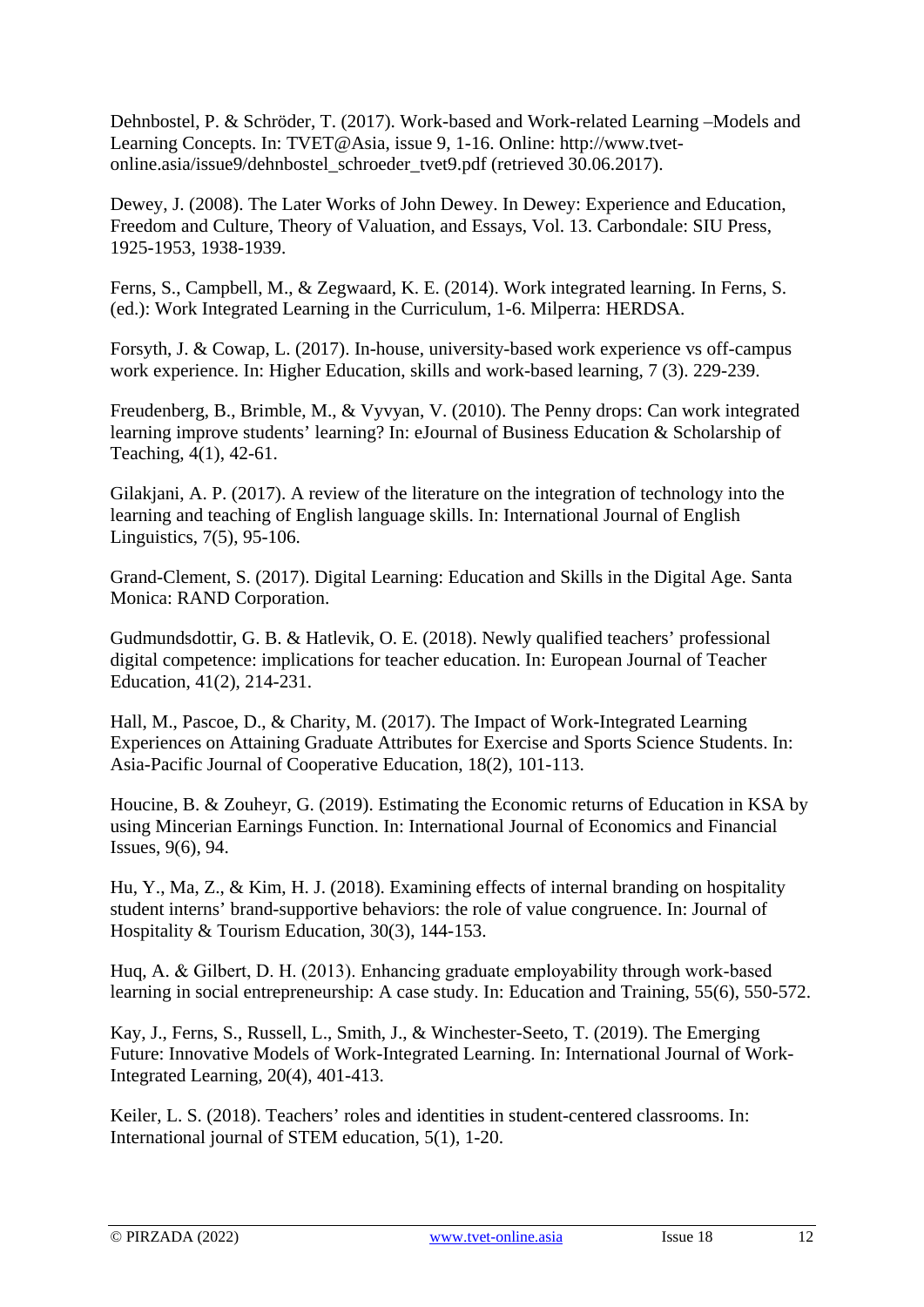Dehnbostel, P. & Schröder, T. (2017). Work-based and Work-related Learning –Models and Learning Concepts. In: TVET@Asia, issue 9, 1-16. Online: http://www.tvet-online.asia/issue9/dehnbostel_schroeder_tvet9.pdf (retrieved 30.06.2017).

Dewey, J. (2008). The Later Works of John Dewey. In Dewey: Experience and Education, Freedom and Culture, Theory of Valuation, and Essays, Vol. 13. Carbondale: SIU Press, 1925-1953, 1938-1939.

Ferns, S., Campbell, M., & Zegwaard, K. E. (2014). Work integrated learning. In Ferns, S. (ed.): Work Integrated Learning in the Curriculum, 1-6. Milperra: HERDSA.

Forsyth, J. & Cowap, L. (2017). In-house, university-based work experience vs off-campus work experience. In: Higher Education, skills and work-based learning, 7 (3). 229-239.

Freudenberg, B., Brimble, M., & Vyvyan, V. (2010). The Penny drops: Can work integrated learning improve students' learning? In: eJournal of Business Education & Scholarship of Teaching, 4(1), 42-61.

Gilakjani, A. P. (2017). A review of the literature on the integration of technology into the learning and teaching of English language skills. In: International Journal of English Linguistics, 7(5), 95-106.

Grand-Clement, S. (2017). Digital Learning: Education and Skills in the Digital Age. Santa Monica: RAND Corporation.

Gudmundsdottir, G. B. & Hatlevik, O. E. (2018). Newly qualified teachers' professional digital competence: implications for teacher education. In: European Journal of Teacher Education, 41(2), 214-231.

Hall, M., Pascoe, D., & Charity, M. (2017). The Impact of Work-Integrated Learning Experiences on Attaining Graduate Attributes for Exercise and Sports Science Students. In: Asia-Pacific Journal of Cooperative Education, 18(2), 101-113.

Houcine, B. & Zouheyr, G. (2019). Estimating the Economic returns of Education in KSA by using Mincerian Earnings Function. In: International Journal of Economics and Financial Issues, 9(6), 94.

Hu, Y., Ma, Z., & Kim, H. J. (2018). Examining effects of internal branding on hospitality student interns' brand-supportive behaviors: the role of value congruence. In: Journal of Hospitality & Tourism Education, 30(3), 144-153.

Huq, A. & Gilbert, D. H. (2013). Enhancing graduate employability through work-based learning in social entrepreneurship: A case study. In: Education and Training, 55(6), 550-572.

Kay, J., Ferns, S., Russell, L., Smith, J., & Winchester-Seeto, T. (2019). The Emerging Future: Innovative Models of Work-Integrated Learning. In: International Journal of Work-Integrated Learning, 20(4), 401-413.

Keiler, L. S. (2018). Teachers' roles and identities in student-centered classrooms. In: International journal of STEM education, 5(1), 1-20.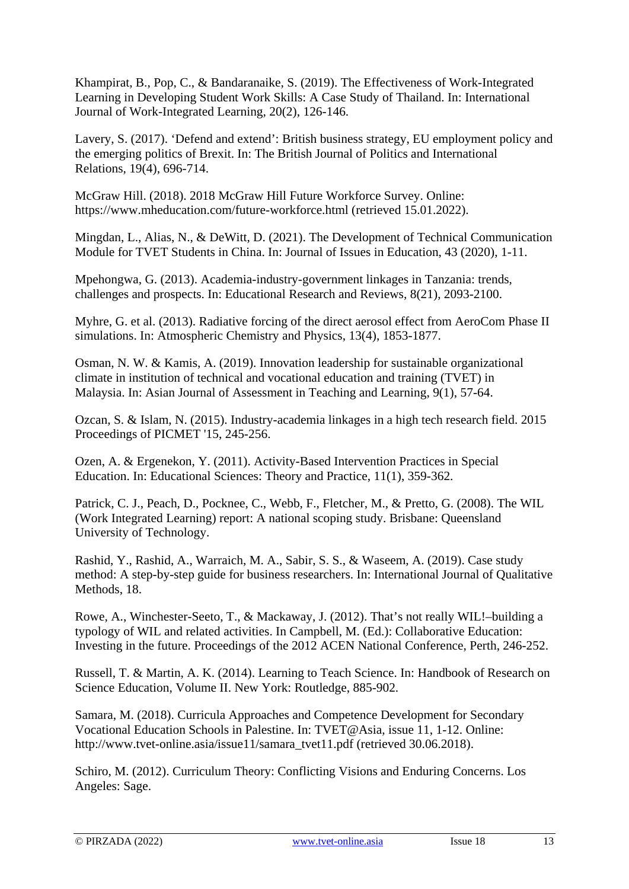Khampirat, B., Pop, C., & Bandaranaike, S. (2019). The Effectiveness of Work-Integrated Learning in Developing Student Work Skills: A Case Study of Thailand. In: International Journal of Work-Integrated Learning, 20(2), 126-146.

Lavery, S. (2017). 'Defend and extend': British business strategy, EU employment policy and the emerging politics of Brexit. In: The British Journal of Politics and International Relations, 19(4), 696-714.

McGraw Hill. (2018). 2018 McGraw Hill Future Workforce Survey. Online: https://www.mheducation.com/future-workforce.html (retrieved 15.01.2022).

Mingdan, L., Alias, N., & DeWitt, D. (2021). The Development of Technical Communication Module for TVET Students in China. In: Journal of Issues in Education, 43 (2020), 1-11.

Mpehongwa, G. (2013). Academia-industry-government linkages in Tanzania: trends, challenges and prospects. In: Educational Research and Reviews, 8(21), 2093-2100.

Myhre, G. et al. (2013). Radiative forcing of the direct aerosol effect from AeroCom Phase II simulations. In: Atmospheric Chemistry and Physics, 13(4), 1853-1877.

Osman, N. W. & Kamis, A. (2019). Innovation leadership for sustainable organizational climate in institution of technical and vocational education and training (TVET) in Malaysia. In: Asian Journal of Assessment in Teaching and Learning, 9(1), 57-64.

Ozcan, S. & Islam, N. (2015). Industry-academia linkages in a high tech research field. 2015 Proceedings of PICMET '15, 245-256.

Ozen, A. & Ergenekon, Y. (2011). Activity-Based Intervention Practices in Special Education. In: Educational Sciences: Theory and Practice, 11(1), 359-362.

Patrick, C. J., Peach, D., Pocknee, C., Webb, F., Fletcher, M., & Pretto, G. (2008). The WIL (Work Integrated Learning) report: A national scoping study. Brisbane: Queensland University of Technology.

Rashid, Y., Rashid, A., Warraich, M. A., Sabir, S. S., & Waseem, A. (2019). Case study method: A step-by-step guide for business researchers. In: International Journal of Qualitative Methods, 18.

Rowe, A., Winchester-Seeto, T., & Mackaway, J. (2012). That's not really WIL!–building a typology of WIL and related activities. In Campbell, M. (Ed.): Collaborative Education: Investing in the future. Proceedings of the 2012 ACEN National Conference, Perth, 246-252.

Russell, T. & Martin, A. K. (2014). Learning to Teach Science. In: Handbook of Research on Science Education, Volume II. New York: Routledge, 885-902.

Samara, M. (2018). Curricula Approaches and Competence Development for Secondary Vocational Education Schools in Palestine. In: TVET@Asia, issue 11, 1-12. Online: http://www.tvet-online.asia/issue11/samara_tvet11.pdf (retrieved 30.06.2018).

Schiro, M. (2012). Curriculum Theory: Conflicting Visions and Enduring Concerns. Los Angeles: Sage.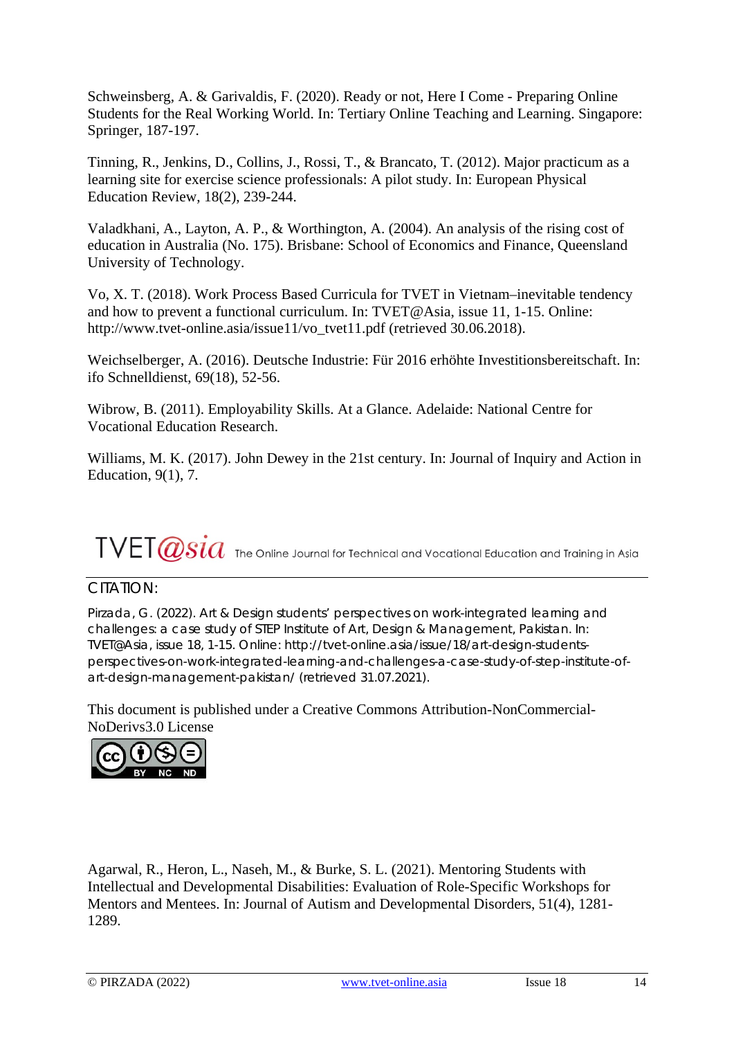Schweinsberg, A. & Garivaldis, F. (2020). Ready or not, Here I Come - Preparing Online Students for the Real Working World. In: Tertiary Online Teaching and Learning. Singapore: Springer, 187-197.

Tinning, R., Jenkins, D., Collins, J., Rossi, T., & Brancato, T. (2012). Major practicum as a learning site for exercise science professionals: A pilot study. In: European Physical Education Review, 18(2), 239-244.

Valadkhani, A., Layton, A. P., & Worthington, A. (2004). An analysis of the rising cost of education in Australia (No. 175). Brisbane: School of Economics and Finance, Queensland University of Technology.

Vo, X. T. (2018). Work Process Based Curricula for TVET in Vietnam–inevitable tendency and how to prevent a functional curriculum. In: TVET@Asia, issue 11, 1-15. Online: http://www.tvet-online.asia/issue11/vo_tvet11.pdf (retrieved 30.06.2018).

Weichselberger, A. (2016). Deutsche Industrie: Für 2016 erhöhte Investitionsbereitschaft. In: ifo Schnelldienst, 69(18), 52-56.

Wibrow, B. (2011). Employability Skills. At a Glance. Adelaide: National Centre for Vocational Education Research.

Williams, M. K. (2017). John Dewey in the 21st century. In: Journal of Inquiry and Action in Education, 9(1), 7.

TVET@sia The Online Journal for Technical and Vocational Education and Training in Asia

CITATION:

Pirzada, G. (2022). Art & Design students' perspectives on work-integrated learning and challenges: a case study of STEP Institute of Art, Design & Management, Pakistan. In: TVET@Asia, issue 18, 1-15. Online: http://tvet-online.asia/issue/18/art-design-students-perspectives-on-work-integrated-learning-and-challenges-a-case-study-of-step-institute-of-art-design-management-pakistan/ (retrieved 31.07.2021).

This document is published under a Creative Commons Attribution-NonCommercial-NoDerivs3.0 License

Agarwal, R., Heron, L., Naseh, M., & Burke, S. L. (2021). Mentoring Students with Intellectual and Developmental Disabilities: Evaluation of Role-Specific Workshops for Mentors and Mentees. In: Journal of Autism and Developmental Disorders, 51(4), 1281-1289.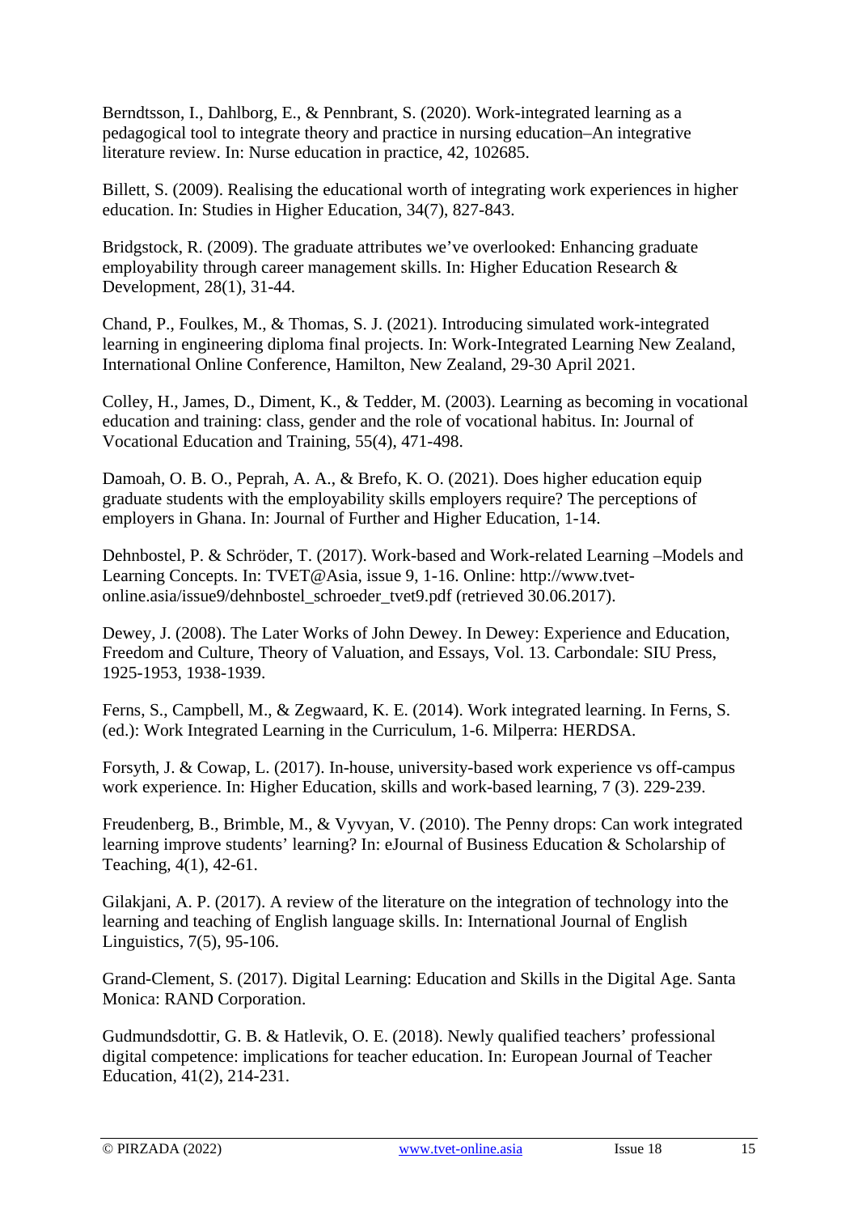Berndtsson, I., Dahlborg, E., & Pennbrant, S. (2020). Work-integrated learning as a pedagogical tool to integrate theory and practice in nursing education–An integrative literature review. In: Nurse education in practice, 42, 102685.

Billett, S. (2009). Realising the educational worth of integrating work experiences in higher education. In: Studies in Higher Education, 34(7), 827-843.

Bridgstock, R. (2009). The graduate attributes we've overlooked: Enhancing graduate employability through career management skills. In: Higher Education Research & Development, 28(1), 31-44.

Chand, P., Foulkes, M., & Thomas, S. J. (2021). Introducing simulated work-integrated learning in engineering diploma final projects. In: Work-Integrated Learning New Zealand, International Online Conference, Hamilton, New Zealand, 29-30 April 2021.

Colley, H., James, D., Diment, K., & Tedder, M. (2003). Learning as becoming in vocational education and training: class, gender and the role of vocational habitus. In: Journal of Vocational Education and Training, 55(4), 471-498.

Damoah, O. B. O., Peprah, A. A., & Brefo, K. O. (2021). Does higher education equip graduate students with the employability skills employers require? The perceptions of employers in Ghana. In: Journal of Further and Higher Education, 1-14.

Dehnbostel, P. & Schröder, T. (2017). Work-based and Work-related Learning –Models and Learning Concepts. In: TVET@Asia, issue 9, 1-16. Online: http://www.tvet-online.asia/issue9/dehnbostel_schroeder_tvet9.pdf (retrieved 30.06.2017).

Dewey, J. (2008). The Later Works of John Dewey. In Dewey: Experience and Education, Freedom and Culture, Theory of Valuation, and Essays, Vol. 13. Carbondale: SIU Press, 1925-1953, 1938-1939.

Ferns, S., Campbell, M., & Zegwaard, K. E. (2014). Work integrated learning. In Ferns, S. (ed.): Work Integrated Learning in the Curriculum, 1-6. Milperra: HERDSA.

Forsyth, J. & Cowap, L. (2017). In-house, university-based work experience vs off-campus work experience. In: Higher Education, skills and work-based learning, 7 (3). 229-239.

Freudenberg, B., Brimble, M., & Vyvyan, V. (2010). The Penny drops: Can work integrated learning improve students' learning? In: eJournal of Business Education & Scholarship of Teaching, 4(1), 42-61.

Gilakjani, A. P. (2017). A review of the literature on the integration of technology into the learning and teaching of English language skills. In: International Journal of English Linguistics, 7(5), 95-106.

Grand-Clement, S. (2017). Digital Learning: Education and Skills in the Digital Age. Santa Monica: RAND Corporation.

Gudmundsdottir, G. B. & Hatlevik, O. E. (2018). Newly qualified teachers' professional digital competence: implications for teacher education. In: European Journal of Teacher Education, 41(2), 214-231.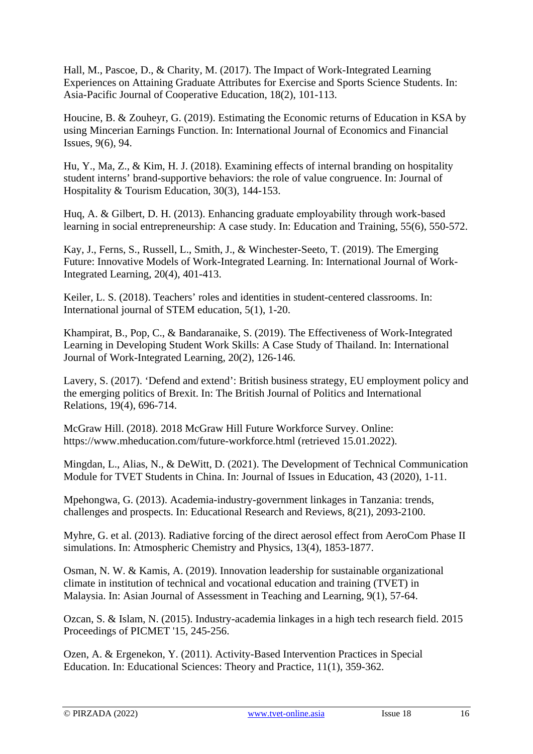Hall, M., Pascoe, D., & Charity, M. (2017). The Impact of Work-Integrated Learning Experiences on Attaining Graduate Attributes for Exercise and Sports Science Students. In: Asia-Pacific Journal of Cooperative Education, 18(2), 101-113.

Houcine, B. & Zouheyr, G. (2019). Estimating the Economic returns of Education in KSA by using Mincerian Earnings Function. In: International Journal of Economics and Financial Issues, 9(6), 94.

Hu, Y., Ma, Z., & Kim, H. J. (2018). Examining effects of internal branding on hospitality student interns' brand-supportive behaviors: the role of value congruence. In: Journal of Hospitality & Tourism Education, 30(3), 144-153.

Huq, A. & Gilbert, D. H. (2013). Enhancing graduate employability through work-based learning in social entrepreneurship: A case study. In: Education and Training, 55(6), 550-572.

Kay, J., Ferns, S., Russell, L., Smith, J., & Winchester-Seeto, T. (2019). The Emerging Future: Innovative Models of Work-Integrated Learning. In: International Journal of Work-Integrated Learning, 20(4), 401-413.

Keiler, L. S. (2018). Teachers' roles and identities in student-centered classrooms. In: International journal of STEM education, 5(1), 1-20.

Khampirat, B., Pop, C., & Bandaranaike, S. (2019). The Effectiveness of Work-Integrated Learning in Developing Student Work Skills: A Case Study of Thailand. In: International Journal of Work-Integrated Learning, 20(2), 126-146.

Lavery, S. (2017). 'Defend and extend': British business strategy, EU employment policy and the emerging politics of Brexit. In: The British Journal of Politics and International Relations, 19(4), 696-714.

McGraw Hill. (2018). 2018 McGraw Hill Future Workforce Survey. Online: https://www.mheducation.com/future-workforce.html (retrieved 15.01.2022).

Mingdan, L., Alias, N., & DeWitt, D. (2021). The Development of Technical Communication Module for TVET Students in China. In: Journal of Issues in Education, 43 (2020), 1-11.

Mpehongwa, G. (2013). Academia-industry-government linkages in Tanzania: trends, challenges and prospects. In: Educational Research and Reviews, 8(21), 2093-2100.

Myhre, G. et al. (2013). Radiative forcing of the direct aerosol effect from AeroCom Phase II simulations. In: Atmospheric Chemistry and Physics, 13(4), 1853-1877.

Osman, N. W. & Kamis, A. (2019). Innovation leadership for sustainable organizational climate in institution of technical and vocational education and training (TVET) in Malaysia. In: Asian Journal of Assessment in Teaching and Learning, 9(1), 57-64.

Ozcan, S. & Islam, N. (2015). Industry-academia linkages in a high tech research field. 2015 Proceedings of PICMET '15, 245-256.

Ozen, A. & Ergenekon, Y. (2011). Activity-Based Intervention Practices in Special Education. In: Educational Sciences: Theory and Practice, 11(1), 359-362.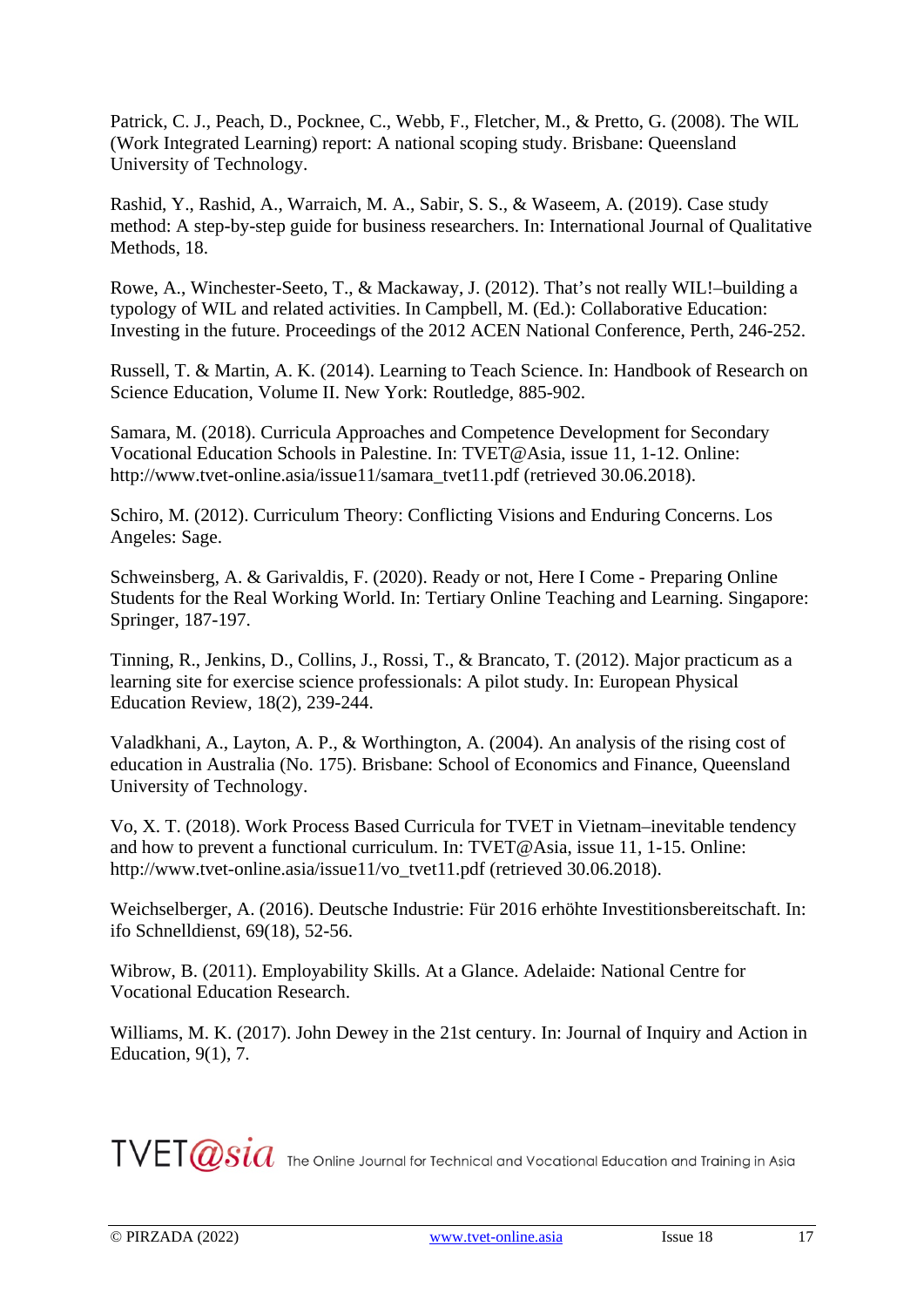Patrick, C. J., Peach, D., Pocknee, C., Webb, F., Fletcher, M., & Pretto, G. (2008). The WIL (Work Integrated Learning) report: A national scoping study. Brisbane: Queensland University of Technology.

Rashid, Y., Rashid, A., Warraich, M. A., Sabir, S. S., & Waseem, A. (2019). Case study method: A step-by-step guide for business researchers. In: International Journal of Qualitative Methods, 18.

Rowe, A., Winchester-Seeto, T., & Mackaway, J. (2012). That's not really WIL!–building a typology of WIL and related activities. In Campbell, M. (Ed.): Collaborative Education: Investing in the future. Proceedings of the 2012 ACEN National Conference, Perth, 246-252.

Russell, T. & Martin, A. K. (2014). Learning to Teach Science. In: Handbook of Research on Science Education, Volume II. New York: Routledge, 885-902.

Samara, M. (2018). Curricula Approaches and Competence Development for Secondary Vocational Education Schools in Palestine. In: TVET@Asia, issue 11, 1-12. Online: http://www.tvet-online.asia/issue11/samara_tvet11.pdf (retrieved 30.06.2018).

Schiro, M. (2012). Curriculum Theory: Conflicting Visions and Enduring Concerns. Los Angeles: Sage.

Schweinsberg, A. & Garivaldis, F. (2020). Ready or not, Here I Come - Preparing Online Students for the Real Working World. In: Tertiary Online Teaching and Learning. Singapore: Springer, 187-197.

Tinning, R., Jenkins, D., Collins, J., Rossi, T., & Brancato, T. (2012). Major practicum as a learning site for exercise science professionals: A pilot study. In: European Physical Education Review, 18(2), 239-244.

Valadkhani, A., Layton, A. P., & Worthington, A. (2004). An analysis of the rising cost of education in Australia (No. 175). Brisbane: School of Economics and Finance, Queensland University of Technology.

Vo, X. T. (2018). Work Process Based Curricula for TVET in Vietnam–inevitable tendency and how to prevent a functional curriculum. In: TVET@Asia, issue 11, 1-15. Online: http://www.tvet-online.asia/issue11/vo_tvet11.pdf (retrieved 30.06.2018).

Weichselberger, A. (2016). Deutsche Industrie: Für 2016 erhöhte Investitionsbereitschaft. In: ifo Schnelldienst, 69(18), 52-56.

Wibrow, B. (2011). Employability Skills. At a Glance. Adelaide: National Centre for Vocational Education Research.

Williams, M. K. (2017). John Dewey in the 21st century. In: Journal of Inquiry and Action in Education, 9(1), 7.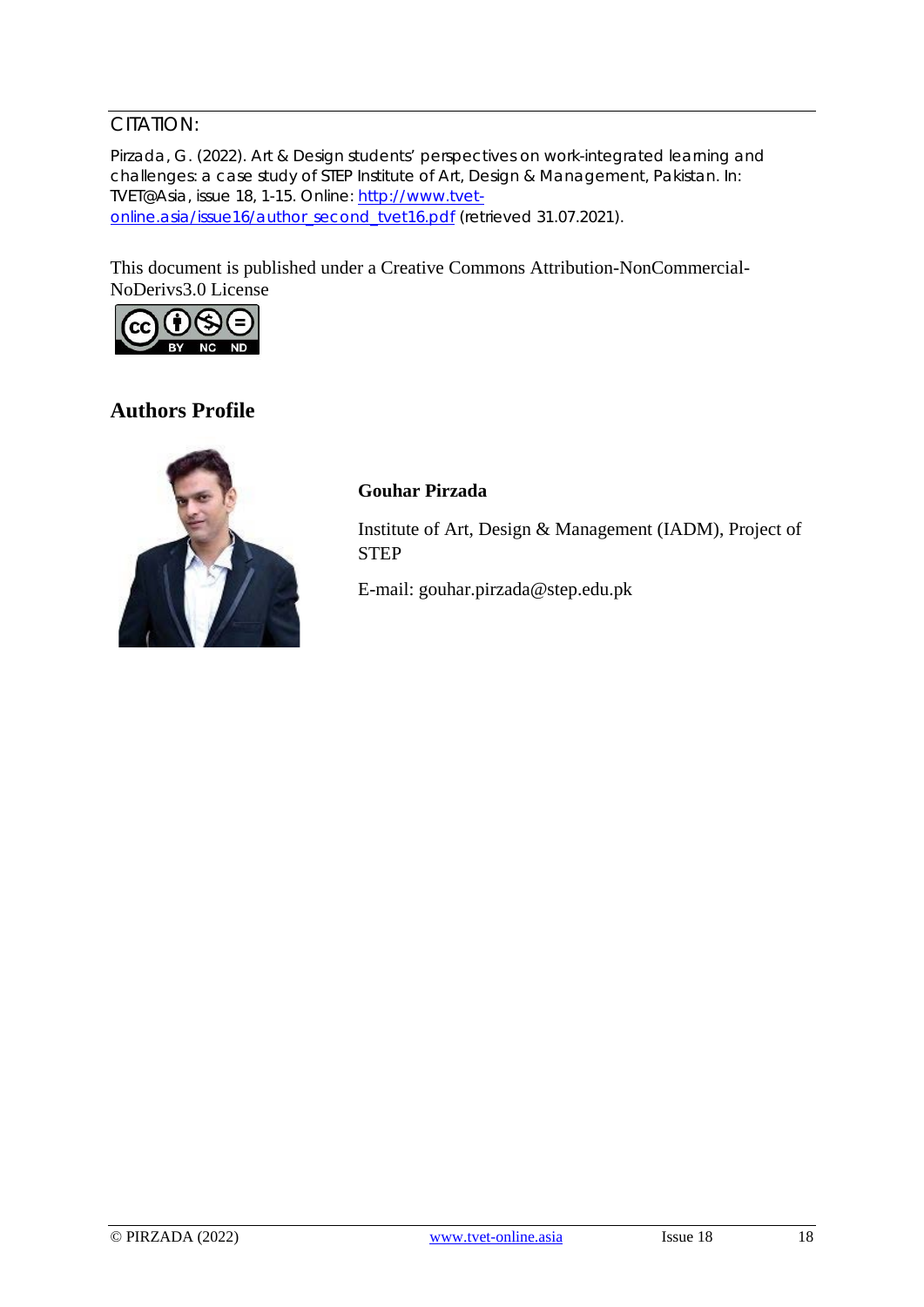CITATION:

Pirzada, G. (2022). Art & Design students' perspectives on work-integrated learning and challenges: a case study of STEP Institute of Art, Design & Management, Pakistan. In: TVET@Asia, issue 18, 1-15. Online: http://www.tvet-online.asia/issue16/author_second_tvet16.pdf (retrieved 31.07.2021).

This document is published under a Creative Commons Attribution-NonCommercial-NoDerivs3.0 License

## Authors Profile

**Gouhar Pirzada**

Institute of Art, Design & Management (IADM), Project of STEP

E-mail: gouhar.pirzada@step.edu.pk